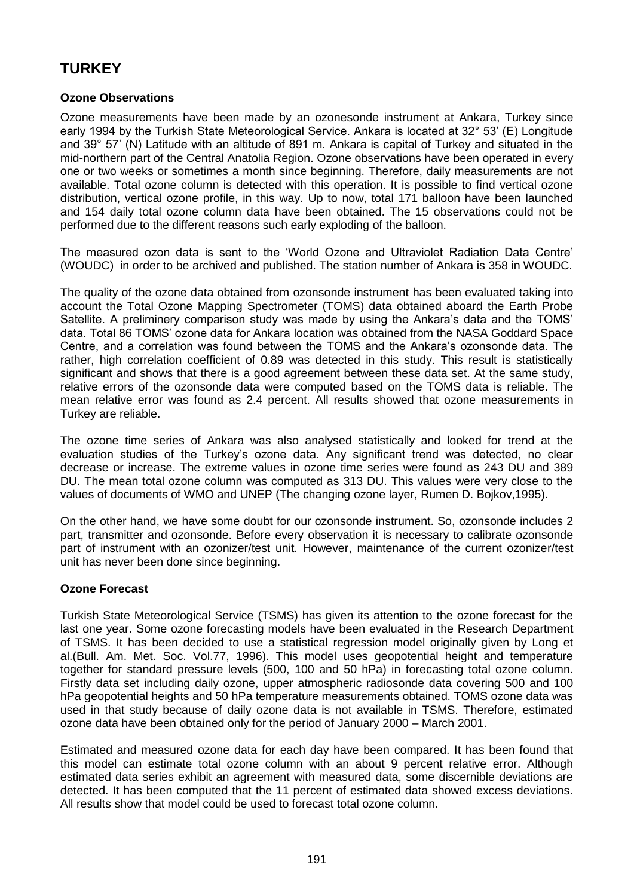# TURKEY

### Ozone Observations

Ozone measurements have been made by an ozonesonde instrument at Ankara, Turkey since early 1994 by the Turkish State Meteorological Service. Ankara is located at 32° 53' (E) Longitude and 39° 57' (N) Latitude with an altitude of 891 m. Ankara is capital of Turkey and situated in the mid-northern part of the Central Anatolia Region. Ozone observations have been operated in every one or two weeks or sometimes a month since beginning. Therefore, daily measurements are not available. Total ozone column is detected with this operation. It is possible to find vertical ozone distribution, vertical ozone profile, in this way. Up to now, total 171 balloon have been launched and 154 daily total ozone column data have been obtained. The 15 observations could not be performed due to the different reasons such early exploding of the balloon.

The measured ozon data is sent to the 'World Ozone and Ultraviolet Radiation Data Centre' (WOUDC) in order to be archived and published. The station number of Ankara is 358 in WOUDC.

The quality of the ozone data obtained from ozonsonde instrument has been evaluated taking into account the Total Ozone Mapping Spectrometer (TOMS) data obtained aboard the Earth Probe Satellite. A preliminery comparison study was made by using the Ankara's data and the TOMS' data. Total 86 TOMS' ozone data for Ankara location was obtained from the NASA Goddard Space Centre, and a correlation was found between the TOMS and the Ankara's ozonsonde data. The rather, high correlation coefficient of 0.89 was detected in this study. This result is statistically significant and shows that there is a good agreement between these data set. At the same study, relative errors of the ozonsonde data were computed based on the TOMS data is reliable. The mean relative error was found as 2.4 percent. All results showed that ozone measurements in Turkey are reliable.

The ozone time series of Ankara was also analysed statistically and looked for trend at the evaluation studies of the Turkey's ozone data. Any significant trend was detected, no clear decrease or increase. The extreme values in ozone time series were found as 243 DU and 389 DU. The mean total ozone column was computed as 313 DU. This values were very close to the values of documents of WMO and UNEP (The changing ozone layer, Rumen D. Bojkov,1995).

On the other hand, we have some doubt for our ozonsonde instrument. So, ozonsonde includes 2 part, transmitter and ozonsonde. Before every observation it is necessary to calibrate ozonsonde part of instrument with an ozonizer/test unit. However, maintenance of the current ozonizer/test unit has never been done since beginning.

### Ozone Forecast

Turkish State Meteorological Service (TSMS) has given its attention to the ozone forecast for the last one year. Some ozone forecasting models have been evaluated in the Research Department of TSMS. It has been decided to use a statistical regression model originally given by Long et al.(Bull. Am. Met. Soc. Vol.77, 1996). This model uses geopotential height and temperature together for standard pressure levels (500, 100 and 50 hPa) in forecasting total ozone column. Firstly data set including daily ozone, upper atmospheric radiosonde data covering 500 and 100 hPa geopotential heights and 50 hPa temperature measurements obtained. TOMS ozone data was used in that study because of daily ozone data is not available in TSMS. Therefore, estimated ozone data have been obtained only for the period of January 2000 – March 2001.

Estimated and measured ozone data for each day have been compared. It has been found that this model can estimate total ozone column with an about 9 percent relative error. Although estimated data series exhibit an agreement with measured data, some discernible deviations are detected. It has been computed that the 11 percent of estimated data showed excess deviations. All results show that model could be used to forecast total ozone column.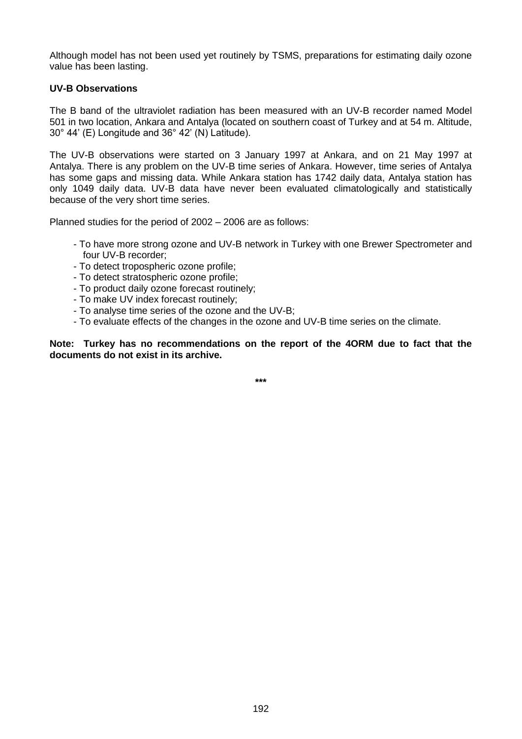Although model has not been used yet routinely by TSMS, preparations for estimating daily ozone value has been lasting.

**UV-B Observations**

The B band of the ultraviolet radiation has been measured with an UV-B recorder named Model 501 in two location, Ankara and Antalya (located on southern coast of Turkey and at 54 m. Altitude, 30° 44' (E) Longitude and 36° 42' (N) Latitude).

The UV-B observations were started on 3 January 1997 at Ankara, and on 21 May 1997 at Antalya. There is any problem on the UV-B time series of Ankara. However, time series of Antalya has some gaps and missing data. While Ankara station has 1742 daily data, Antalya station has only 1049 daily data. UV-B data have never been evaluated climatologically and statistically because of the very short time series.

Planned studies for the period of 2002 – 2006 are as follows:

- To have more strong ozone and UV-B network in Turkey with one Brewer Spectrometer and four UV-B recorder;
- To detect tropospheric ozone profile;
- To detect stratospheric ozone profile;
- To product daily ozone forecast routinely;
- To make UV index forecast routinely;
- To analyse time series of the ozone and the UV-B;
- To evaluate effects of the changes in the ozone and UV-B time series on the climate.

**Note: Turkey has no recommendations on the report of the 4ORM due to fact that the documents do not exist in its archive.**

***